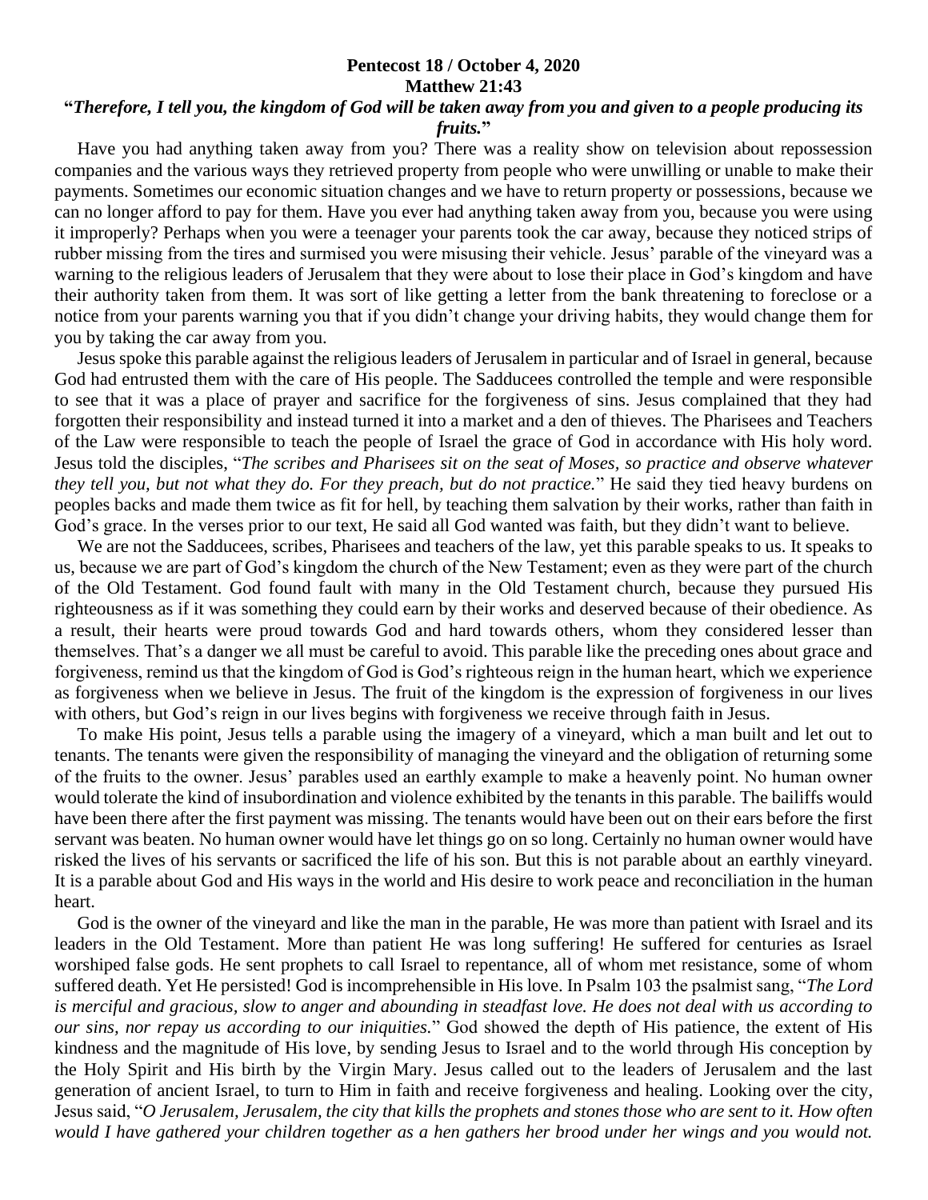**Pentecost 18 / October 4, 2020**
**Matthew 21:43**
**"*Therefore, I tell you, the kingdom of God will be taken away from you and given to a people producing its fruits.*"**

Have you had anything taken away from you? There was a reality show on television about repossession companies and the various ways they retrieved property from people who were unwilling or unable to make their payments. Sometimes our economic situation changes and we have to return property or possessions, because we can no longer afford to pay for them. Have you ever had anything taken away from you, because you were using it improperly? Perhaps when you were a teenager your parents took the car away, because they noticed strips of rubber missing from the tires and surmised you were misusing their vehicle. Jesus' parable of the vineyard was a warning to the religious leaders of Jerusalem that they were about to lose their place in God's kingdom and have their authority taken from them. It was sort of like getting a letter from the bank threatening to foreclose or a notice from your parents warning you that if you didn't change your driving habits, they would change them for you by taking the car away from you.

Jesus spoke this parable against the religious leaders of Jerusalem in particular and of Israel in general, because God had entrusted them with the care of His people. The Sadducees controlled the temple and were responsible to see that it was a place of prayer and sacrifice for the forgiveness of sins. Jesus complained that they had forgotten their responsibility and instead turned it into a market and a den of thieves. The Pharisees and Teachers of the Law were responsible to teach the people of Israel the grace of God in accordance with His holy word. Jesus told the disciples, "*The scribes and Pharisees sit on the seat of Moses, so practice and observe whatever they tell you, but not what they do. For they preach, but do not practice.*" He said they tied heavy burdens on peoples backs and made them twice as fit for hell, by teaching them salvation by their works, rather than faith in God's grace. In the verses prior to our text, He said all God wanted was faith, but they didn't want to believe.

We are not the Sadducees, scribes, Pharisees and teachers of the law, yet this parable speaks to us. It speaks to us, because we are part of God's kingdom the church of the New Testament; even as they were part of the church of the Old Testament. God found fault with many in the Old Testament church, because they pursued His righteousness as if it was something they could earn by their works and deserved because of their obedience. As a result, their hearts were proud towards God and hard towards others, whom they considered lesser than themselves. That's a danger we all must be careful to avoid. This parable like the preceding ones about grace and forgiveness, remind us that the kingdom of God is God's righteous reign in the human heart, which we experience as forgiveness when we believe in Jesus. The fruit of the kingdom is the expression of forgiveness in our lives with others, but God's reign in our lives begins with forgiveness we receive through faith in Jesus.

To make His point, Jesus tells a parable using the imagery of a vineyard, which a man built and let out to tenants. The tenants were given the responsibility of managing the vineyard and the obligation of returning some of the fruits to the owner. Jesus' parables used an earthly example to make a heavenly point. No human owner would tolerate the kind of insubordination and violence exhibited by the tenants in this parable. The bailiffs would have been there after the first payment was missing. The tenants would have been out on their ears before the first servant was beaten. No human owner would have let things go on so long. Certainly no human owner would have risked the lives of his servants or sacrificed the life of his son. But this is not parable about an earthly vineyard. It is a parable about God and His ways in the world and His desire to work peace and reconciliation in the human heart.

God is the owner of the vineyard and like the man in the parable, He was more than patient with Israel and its leaders in the Old Testament. More than patient He was long suffering! He suffered for centuries as Israel worshiped false gods. He sent prophets to call Israel to repentance, all of whom met resistance, some of whom suffered death. Yet He persisted! God is incomprehensible in His love. In Psalm 103 the psalmist sang, "*The Lord is merciful and gracious, slow to anger and abounding in steadfast love. He does not deal with us according to our sins, nor repay us according to our iniquities.*" God showed the depth of His patience, the extent of His kindness and the magnitude of His love, by sending Jesus to Israel and to the world through His conception by the Holy Spirit and His birth by the Virgin Mary. Jesus called out to the leaders of Jerusalem and the last generation of ancient Israel, to turn to Him in faith and receive forgiveness and healing. Looking over the city, Jesus said, "*O Jerusalem, Jerusalem, the city that kills the prophets and stones those who are sent to it. How often would I have gathered your children together as a hen gathers her brood under her wings and you would not.*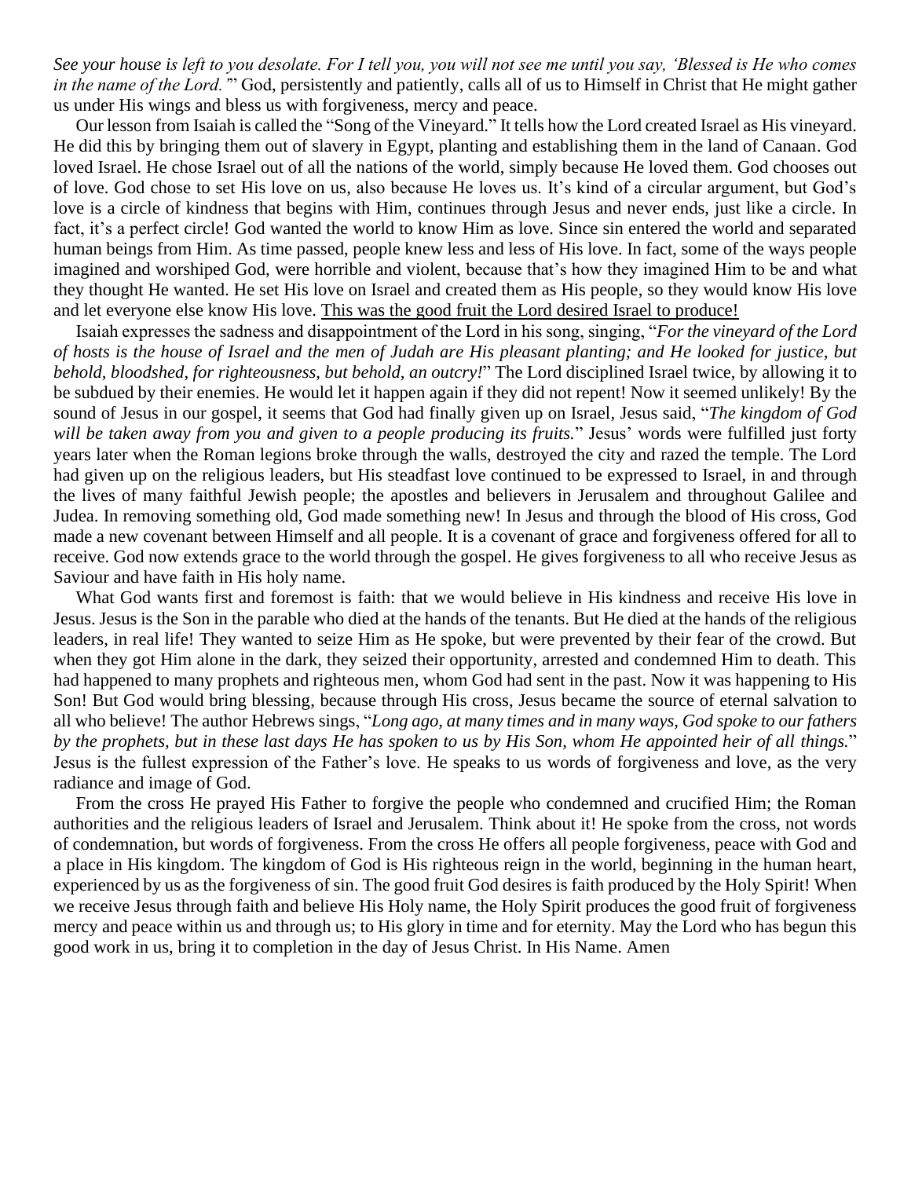*See your house is left to you desolate. For I tell you, you will not see me until you say, 'Blessed is He who comes in the name of the Lord.'*" God, persistently and patiently, calls all of us to Himself in Christ that He might gather us under His wings and bless us with forgiveness, mercy and peace.

Our lesson from Isaiah is called the "Song of the Vineyard." It tells how the Lord created Israel as His vineyard. He did this by bringing them out of slavery in Egypt, planting and establishing them in the land of Canaan. God loved Israel. He chose Israel out of all the nations of the world, simply because He loved them. God chooses out of love. God chose to set His love on us, also because He loves us. It's kind of a circular argument, but God's love is a circle of kindness that begins with Him, continues through Jesus and never ends, just like a circle. In fact, it's a perfect circle! God wanted the world to know Him as love. Since sin entered the world and separated human beings from Him. As time passed, people knew less and less of His love. In fact, some of the ways people imagined and worshiped God, were horrible and violent, because that's how they imagined Him to be and what they thought He wanted. He set His love on Israel and created them as His people, so they would know His love and let everyone else know His love. <u>This was the good fruit the Lord desired Israel to produce!</u>

Isaiah expresses the sadness and disappointment of the Lord in his song, singing, "*For the vineyard of the Lord of hosts is the house of Israel and the men of Judah are His pleasant planting; and He looked for justice, but behold, bloodshed, for righteousness, but behold, an outcry!*" The Lord disciplined Israel twice, by allowing it to be subdued by their enemies. He would let it happen again if they did not repent! Now it seemed unlikely! By the sound of Jesus in our gospel, it seems that God had finally given up on Israel, Jesus said, "*The kingdom of God will be taken away from you and given to a people producing its fruits.*" Jesus' words were fulfilled just forty years later when the Roman legions broke through the walls, destroyed the city and razed the temple. The Lord had given up on the religious leaders, but His steadfast love continued to be expressed to Israel, in and through the lives of many faithful Jewish people; the apostles and believers in Jerusalem and throughout Galilee and Judea. In removing something old, God made something new! In Jesus and through the blood of His cross, God made a new covenant between Himself and all people. It is a covenant of grace and forgiveness offered for all to receive. God now extends grace to the world through the gospel. He gives forgiveness to all who receive Jesus as Saviour and have faith in His holy name.

What God wants first and foremost is faith: that we would believe in His kindness and receive His love in Jesus. Jesus is the Son in the parable who died at the hands of the tenants. But He died at the hands of the religious leaders, in real life! They wanted to seize Him as He spoke, but were prevented by their fear of the crowd. But when they got Him alone in the dark, they seized their opportunity, arrested and condemned Him to death. This had happened to many prophets and righteous men, whom God had sent in the past. Now it was happening to His Son! But God would bring blessing, because through His cross, Jesus became the source of eternal salvation to all who believe! The author Hebrews sings, "*Long ago, at many times and in many ways, God spoke to our fathers by the prophets, but in these last days He has spoken to us by His Son, whom He appointed heir of all things.*" Jesus is the fullest expression of the Father's love. He speaks to us words of forgiveness and love, as the very radiance and image of God.

From the cross He prayed His Father to forgive the people who condemned and crucified Him; the Roman authorities and the religious leaders of Israel and Jerusalem. Think about it! He spoke from the cross, not words of condemnation, but words of forgiveness. From the cross He offers all people forgiveness, peace with God and a place in His kingdom. The kingdom of God is His righteous reign in the world, beginning in the human heart, experienced by us as the forgiveness of sin. The good fruit God desires is faith produced by the Holy Spirit! When we receive Jesus through faith and believe His Holy name, the Holy Spirit produces the good fruit of forgiveness mercy and peace within us and through us; to His glory in time and for eternity. May the Lord who has begun this good work in us, bring it to completion in the day of Jesus Christ. In His Name. Amen